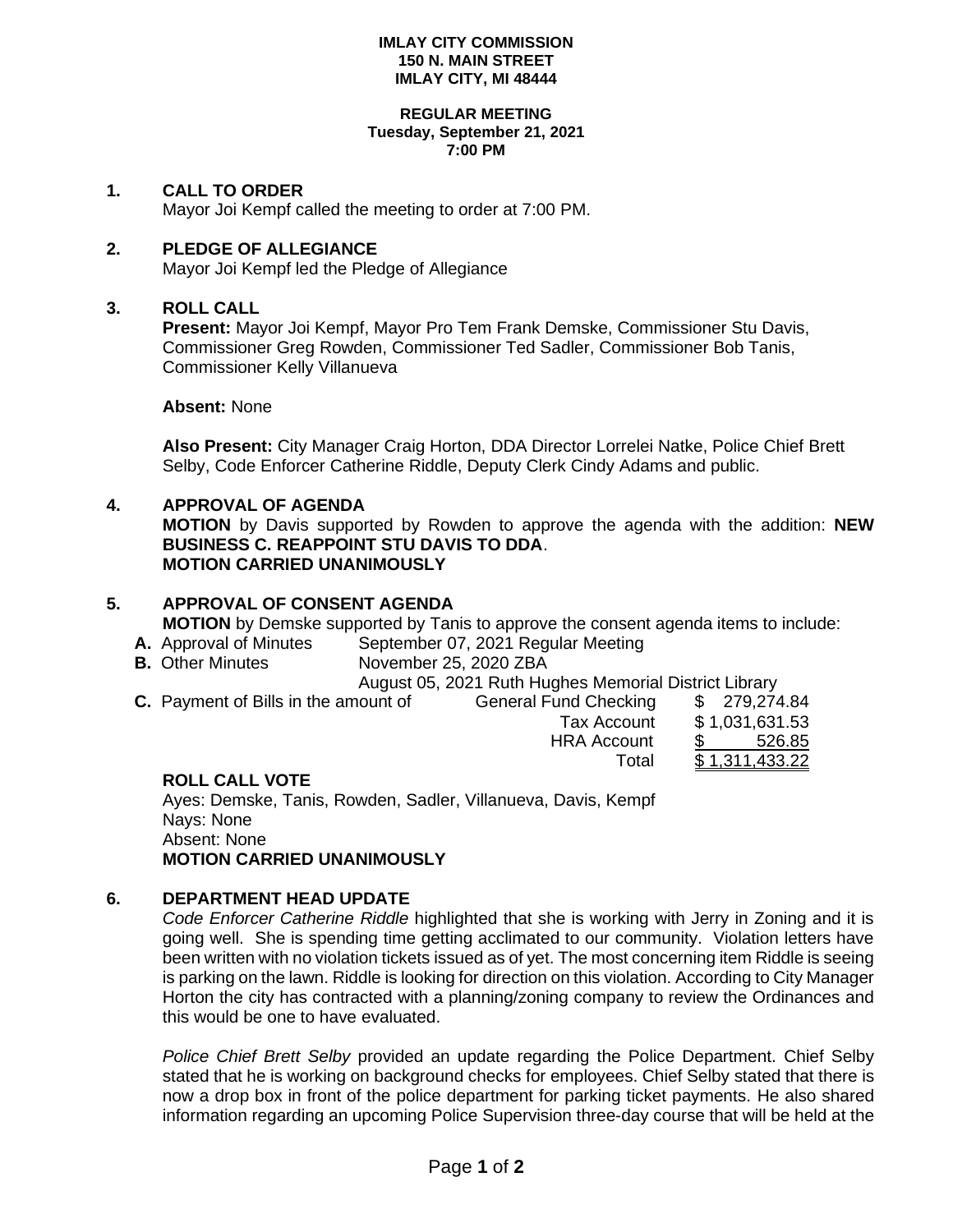**IMLAY CITY COMMISSION**
**150 N. MAIN STREET**
**IMLAY CITY, MI 48444**

**REGULAR MEETING**
**Tuesday, September 21, 2021**
**7:00 PM**

## 1. CALL TO ORDER

Mayor Joi Kempf called the meeting to order at 7:00 PM.

## 2. PLEDGE OF ALLEGIANCE

Mayor Joi Kempf led the Pledge of Allegiance

## 3. ROLL CALL

**Present:** Mayor Joi Kempf, Mayor Pro Tem Frank Demske, Commissioner Stu Davis, Commissioner Greg Rowden, Commissioner Ted Sadler, Commissioner Bob Tanis, Commissioner Kelly Villanueva

**Absent:** None

**Also Present:** City Manager Craig Horton, DDA Director Lorrelei Natke, Police Chief Brett Selby, Code Enforcer Catherine Riddle, Deputy Clerk Cindy Adams and public.

## 4. APPROVAL OF AGENDA

**MOTION** by Davis supported by Rowden to approve the agenda with the addition: **NEW BUSINESS C. REAPPOINT STU DAVIS TO DDA**.
**MOTION CARRIED UNANIMOUSLY**

## 5. APPROVAL OF CONSENT AGENDA

**MOTION** by Demske supported by Tanis to approve the consent agenda items to include:

**A.** Approval of Minutes — September 07, 2021 Regular Meeting

**B.** Other Minutes — November 25, 2020 ZBA; August 05, 2021 Ruth Hughes Memorial District Library

**C.** Payment of Bills in the amount of

| | |
|---|---|
| General Fund Checking | $ 279,274.84 |
| Tax Account | $ 1,031,631.53 |
| HRA Account | $ 526.85 |
| Total | $ 1,311,433.22 |

**ROLL CALL VOTE**

Ayes: Demske, Tanis, Rowden, Sadler, Villanueva, Davis, Kempf
Nays: None
Absent: None
**MOTION CARRIED UNANIMOUSLY**

## 6. DEPARTMENT HEAD UPDATE

*Code Enforcer Catherine Riddle* highlighted that she is working with Jerry in Zoning and it is going well. She is spending time getting acclimated to our community. Violation letters have been written with no violation tickets issued as of yet. The most concerning item Riddle is seeing is parking on the lawn. Riddle is looking for direction on this violation. According to City Manager Horton the city has contracted with a planning/zoning company to review the Ordinances and this would be one to have evaluated.

*Police Chief Brett Selby* provided an update regarding the Police Department. Chief Selby stated that he is working on background checks for employees. Chief Selby stated that there is now a drop box in front of the police department for parking ticket payments. He also shared information regarding an upcoming Police Supervision three-day course that will be held at the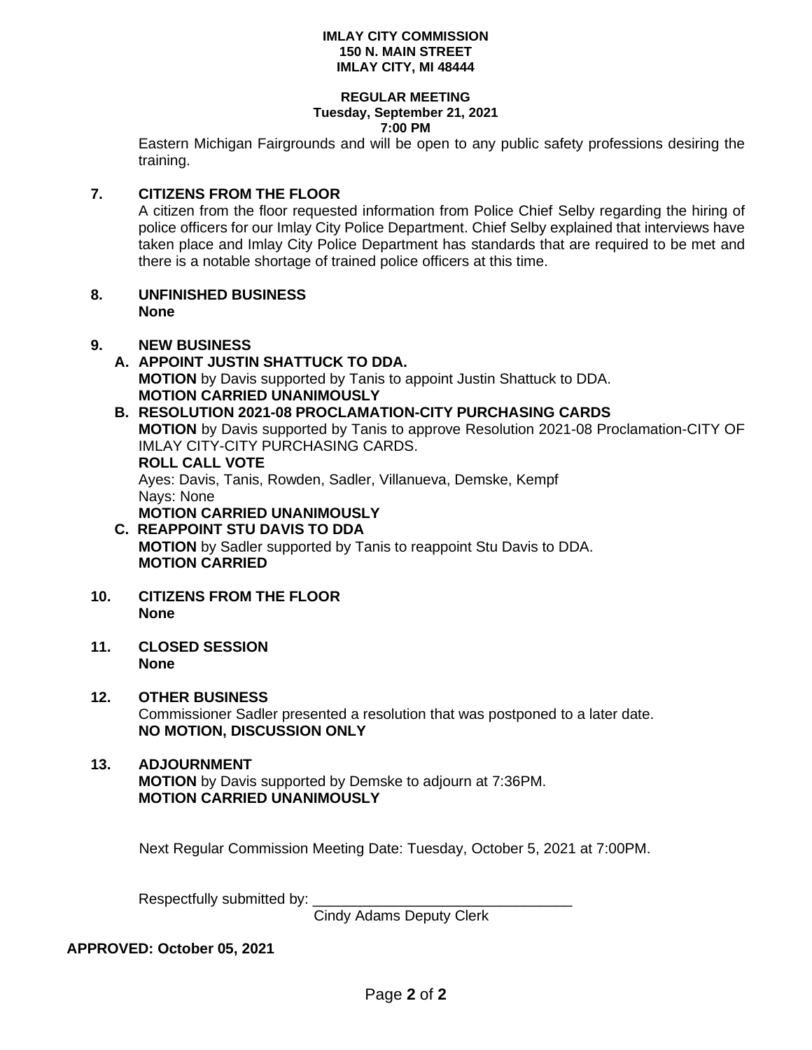Eastern Michigan Fairgrounds and will be open to any public safety professions desiring the training.

**7. CITIZENS FROM THE FLOOR**

A citizen from the floor requested information from Police Chief Selby regarding the hiring of police officers for our Imlay City Police Department. Chief Selby explained that interviews have taken place and Imlay City Police Department has standards that are required to be met and there is a notable shortage of trained police officers at this time.

**8. UNFINISHED BUSINESS**

**None**

**9. NEW BUSINESS**

**A. APPOINT JUSTIN SHATTUCK TO DDA.**

**MOTION** by Davis supported by Tanis to appoint Justin Shattuck to DDA.
**MOTION CARRIED UNANIMOUSLY**

**B. RESOLUTION 2021-08 PROCLAMATION-CITY PURCHASING CARDS**

**MOTION** by Davis supported by Tanis to approve Resolution 2021-08 Proclamation-CITY OF IMLAY CITY-CITY PURCHASING CARDS.
**ROLL CALL VOTE**
Ayes: Davis, Tanis, Rowden, Sadler, Villanueva, Demske, Kempf
Nays: None
**MOTION CARRIED UNANIMOUSLY**

**C. REAPPOINT STU DAVIS TO DDA**

**MOTION** by Sadler supported by Tanis to reappoint Stu Davis to DDA.
**MOTION CARRIED**

**10. CITIZENS FROM THE FLOOR**

**None**

**11. CLOSED SESSION**

**None**

**12. OTHER BUSINESS**

Commissioner Sadler presented a resolution that was postponed to a later date.
**NO MOTION, DISCUSSION ONLY**

**13. ADJOURNMENT**

**MOTION** by Davis supported by Demske to adjourn at 7:36PM.
**MOTION CARRIED UNANIMOUSLY**

Next Regular Commission Meeting Date: Tuesday, October 5, 2021 at 7:00PM.

Respectfully submitted by: ________________________________
Cindy Adams Deputy Clerk

**APPROVED: October 05, 2021**